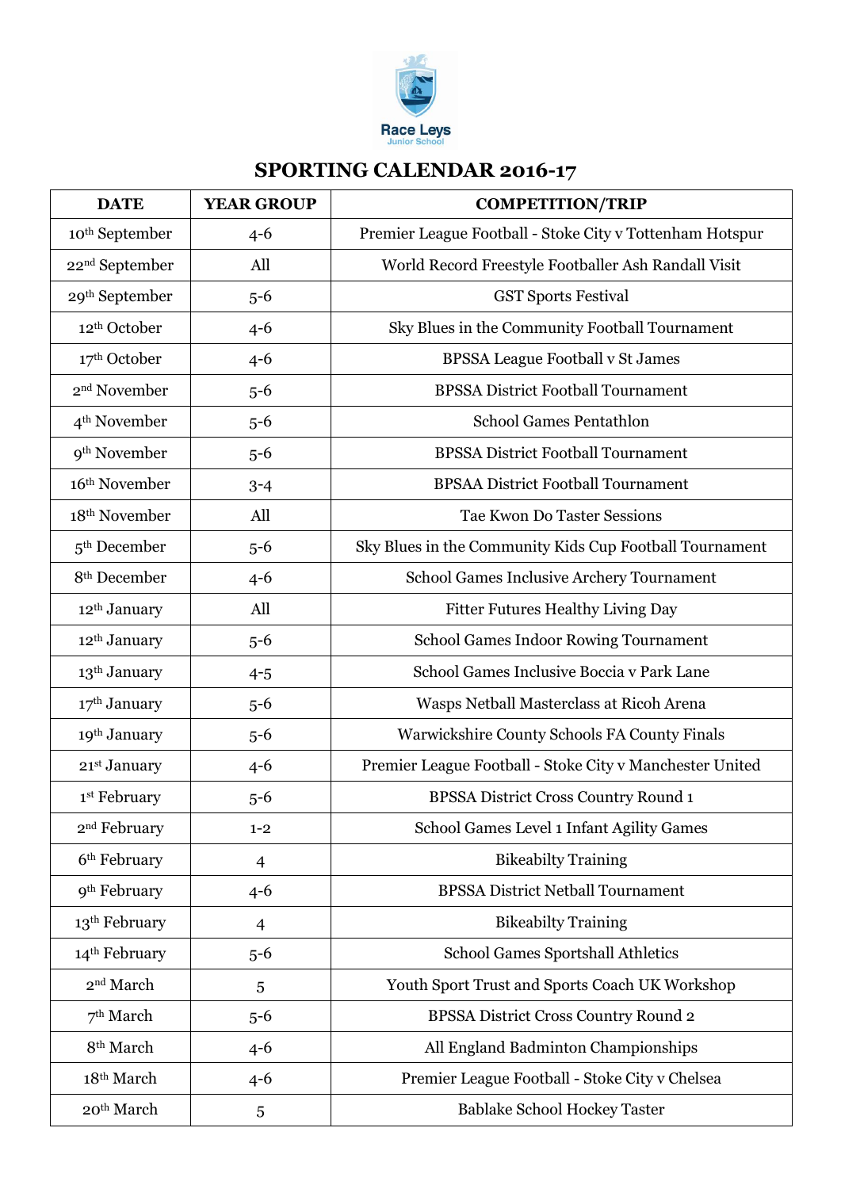Race Leys
Junior School

# SPORTING CALENDAR 2016-17

| DATE | YEAR GROUP | COMPETITION/TRIP |
|---|---|---|
| 10th September | 4-6 | Premier League Football - Stoke City v Tottenham Hotspur |
| 22nd September | All | World Record Freestyle Footballer Ash Randall Visit |
| 29th September | 5-6 | GST Sports Festival |
| 12th October | 4-6 | Sky Blues in the Community Football Tournament |
| 17th October | 4-6 | BPSSA League Football v St James |
| 2nd November | 5-6 | BPSSA District Football Tournament |
| 4th November | 5-6 | School Games Pentathlon |
| 9th November | 5-6 | BPSSA District Football Tournament |
| 16th November | 3-4 | BPSAA District Football Tournament |
| 18th November | All | Tae Kwon Do Taster Sessions |
| 5th December | 5-6 | Sky Blues in the Community Kids Cup Football Tournament |
| 8th December | 4-6 | School Games Inclusive Archery Tournament |
| 12th January | All | Fitter Futures Healthy Living Day |
| 12th January | 5-6 | School Games Indoor Rowing Tournament |
| 13th January | 4-5 | School Games Inclusive Boccia v Park Lane |
| 17th January | 5-6 | Wasps Netball Masterclass at Ricoh Arena |
| 19th January | 5-6 | Warwickshire County Schools FA County Finals |
| 21st January | 4-6 | Premier League Football - Stoke City v Manchester United |
| 1st February | 5-6 | BPSSA District Cross Country Round 1 |
| 2nd February | 1-2 | School Games Level 1 Infant Agility Games |
| 6th February | 4 | Bikeabilty Training |
| 9th February | 4-6 | BPSSA District Netball Tournament |
| 13th February | 4 | Bikeabilty Training |
| 14th February | 5-6 | School Games Sportshall Athletics |
| 2nd March | 5 | Youth Sport Trust and Sports Coach UK Workshop |
| 7th March | 5-6 | BPSSA District Cross Country Round 2 |
| 8th March | 4-6 | All England Badminton Championships |
| 18th March | 4-6 | Premier League Football - Stoke City v Chelsea |
| 20th March | 5 | Bablake School Hockey Taster |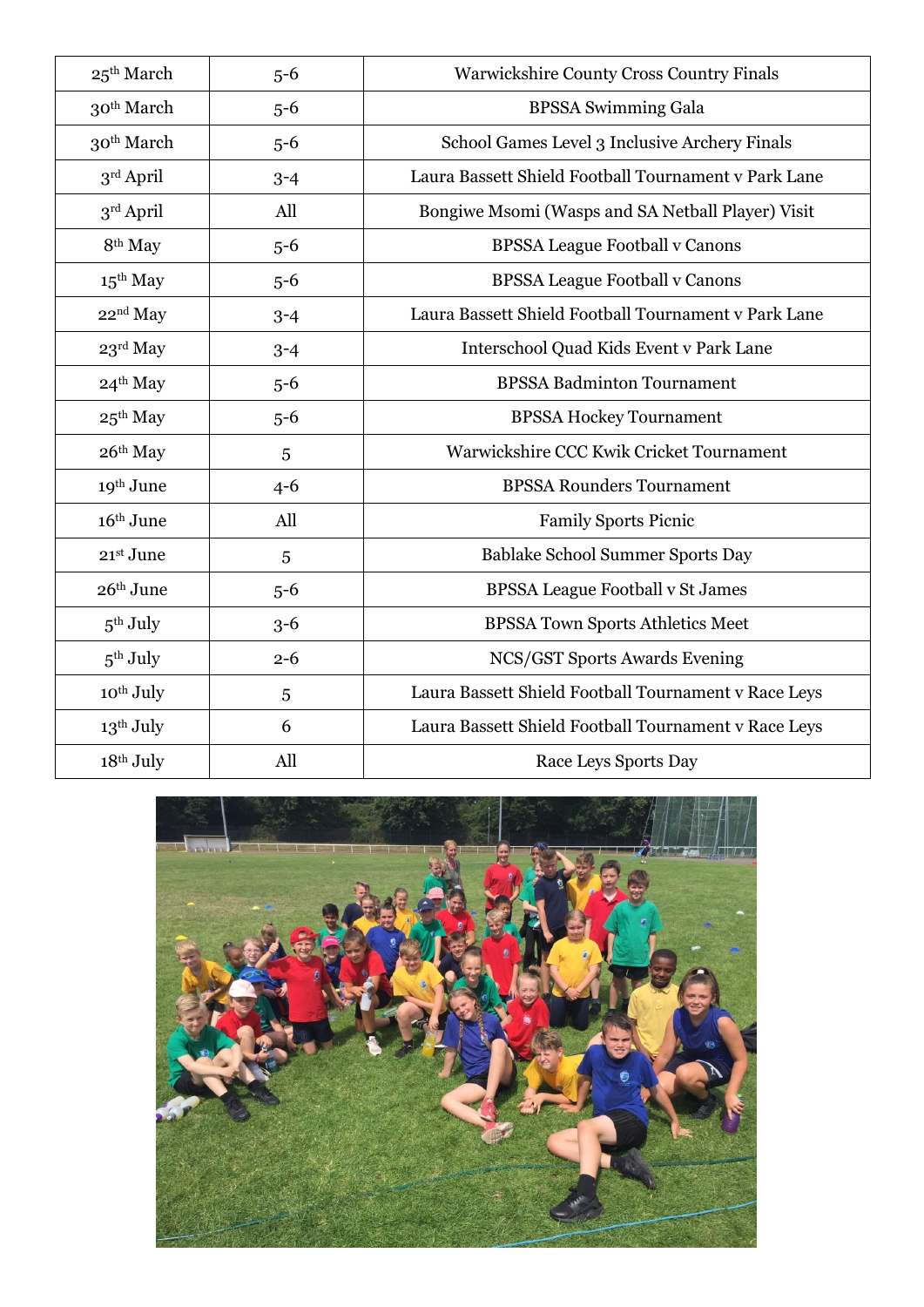| | | |
|---|---|---|
| 25th March | 5-6 | Warwickshire County Cross Country Finals |
| 30th March | 5-6 | BPSSA Swimming Gala |
| 30th March | 5-6 | School Games Level 3 Inclusive Archery Finals |
| 3rd April | 3-4 | Laura Bassett Shield Football Tournament v Park Lane |
| 3rd April | All | Bongiwe Msomi (Wasps and SA Netball Player) Visit |
| 8th May | 5-6 | BPSSA League Football v Canons |
| 15th May | 5-6 | BPSSA League Football v Canons |
| 22nd May | 3-4 | Laura Bassett Shield Football Tournament v Park Lane |
| 23rd May | 3-4 | Interschool Quad Kids Event v Park Lane |
| 24th May | 5-6 | BPSSA Badminton Tournament |
| 25th May | 5-6 | BPSSA Hockey Tournament |
| 26th May | 5 | Warwickshire CCC Kwik Cricket Tournament |
| 19th June | 4-6 | BPSSA Rounders Tournament |
| 16th June | All | Family Sports Picnic |
| 21st June | 5 | Bablake School Summer Sports Day |
| 26th June | 5-6 | BPSSA League Football v St James |
| 5th July | 3-6 | BPSSA Town Sports Athletics Meet |
| 5th July | 2-6 | NCS/GST Sports Awards Evening |
| 10th July | 5 | Laura Bassett Shield Football Tournament v Race Leys |
| 13th July | 6 | Laura Bassett Shield Football Tournament v Race Leys |
| 18th July | All | Race Leys Sports Day |